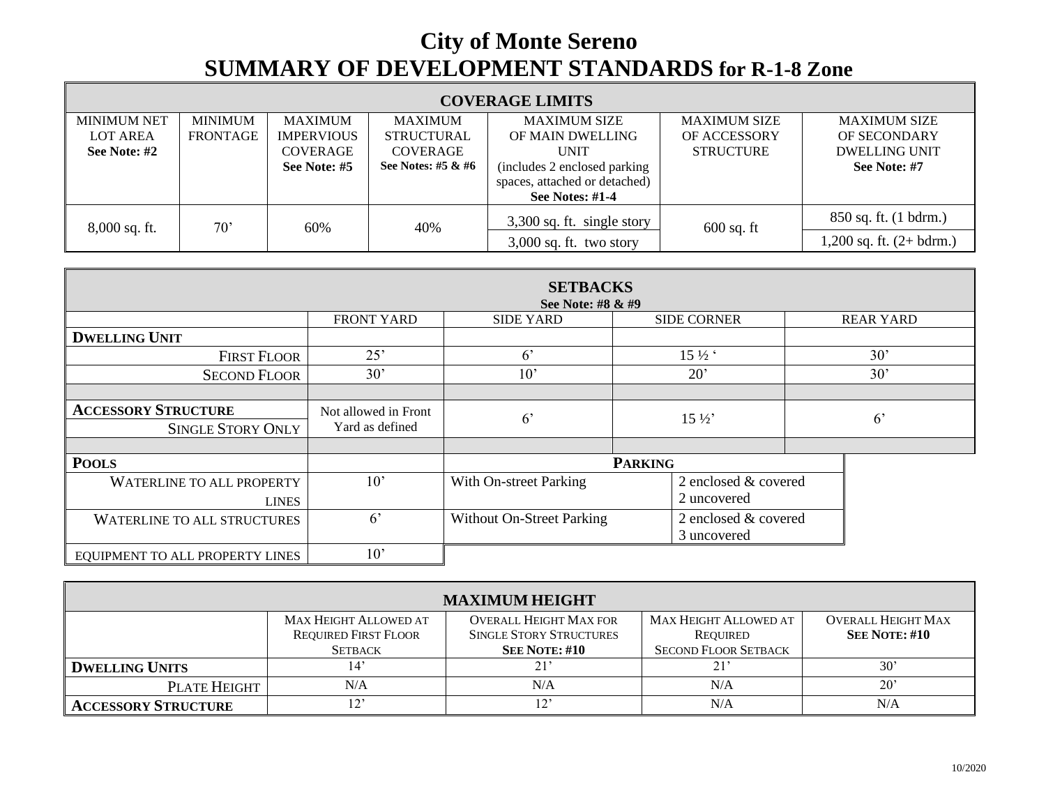# City of Monte Sereno

## SUMMARY OF DEVELOPMENT STANDARDS for R-1-8 Zone

| COVERAGE LIMITS | | | | | | |
|---|---|---|---|---|---|---|
| MINIMUM NET LOT AREA **See Note: #2** | MINIMUM FRONTAGE | MAXIMUM IMPERVIOUS COVERAGE **See Note: #5** | MAXIMUM STRUCTURAL COVERAGE **See Notes: #5 & #6** | MAXIMUM SIZE OF MAIN DWELLING UNIT (includes 2 enclosed parking spaces, attached or detached) **See Notes: #1-4** | MAXIMUM SIZE OF ACCESSORY STRUCTURE | MAXIMUM SIZE OF SECONDARY DWELLING UNIT **See Note: #7** |
| 8,000 sq. ft. | 70’ | 60% | 40% | 3,300 sq. ft. single story | 600 sq. ft | 850 sq. ft. (1 bdrm.) |
| | | | | 3,000 sq. ft. two story | | 1,200 sq. ft. (2+ bdrm.) |

| SETBACKS **See Note: #8 & #9** | | | | |
|---|---|---|---|---|
| | FRONT YARD | SIDE YARD | SIDE CORNER | REAR YARD |
| **DWELLING UNIT** | | | | |
| FIRST FLOOR | 25’ | 6’ | 15 ½ ‘ | 30’ |
| SECOND FLOOR | 30’ | 10’ | 20’ | 30’ |
| **ACCESSORY STRUCTURE** SINGLE STORY ONLY | Not allowed in Front Yard as defined | 6’ | 15 ½’ | 6’ |

| **POOLS** | |
|---|---|
| WATERLINE TO ALL PROPERTY LINES | 10’ |
| WATERLINE TO ALL STRUCTURES | 6’ |
| EQUIPMENT TO ALL PROPERTY LINES | 10’ |

| **PARKING** | |
|---|---|
| With On-street Parking | 2 enclosed & covered<br>2 uncovered |
| Without On-Street Parking | 2 enclosed & covered<br>3 uncovered |

| MAXIMUM HEIGHT | | | | |
|---|---|---|---|---|
| | MAX HEIGHT ALLOWED AT REQUIRED FIRST FLOOR SETBACK | OVERALL HEIGHT MAX FOR SINGLE STORY STRUCTURES **SEE NOTE: #10** | MAX HEIGHT ALLOWED AT REQUIRED SECOND FLOOR SETBACK | OVERALL HEIGHT MAX **SEE NOTE: #10** |
| **DWELLING UNITS** | 14’ | 21’ | 21’ | 30’ |
| PLATE HEIGHT | N/A | N/A | N/A | 20’ |
| **ACCESSORY STRUCTURE** | 12’ | 12’ | N/A | N/A |

10/2020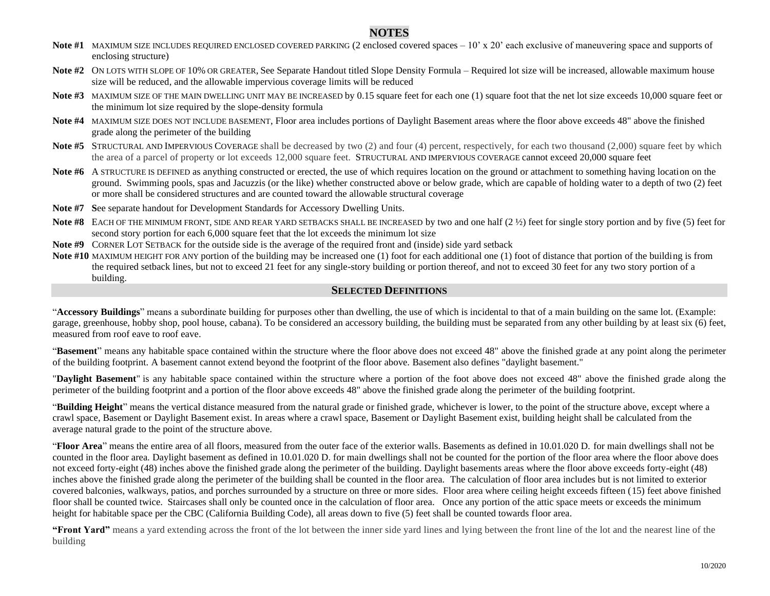## NOTES

**Note #1** MAXIMUM SIZE INCLUDES REQUIRED ENCLOSED COVERED PARKING (2 enclosed covered spaces – 10' x 20' each exclusive of maneuvering space and supports of enclosing structure)

**Note #2** ON LOTS WITH SLOPE OF 10% OR GREATER, See Separate Handout titled Slope Density Formula – Required lot size will be increased, allowable maximum house size will be reduced, and the allowable impervious coverage limits will be reduced

**Note #3** MAXIMUM SIZE OF THE MAIN DWELLING UNIT MAY BE INCREASED by 0.15 square feet for each one (1) square foot that the net lot size exceeds 10,000 square feet or the minimum lot size required by the slope-density formula

**Note #4** MAXIMUM SIZE DOES NOT INCLUDE BASEMENT, Floor area includes portions of Daylight Basement areas where the floor above exceeds 48" above the finished grade along the perimeter of the building

**Note #5** STRUCTURAL AND IMPERVIOUS COVERAGE shall be decreased by two (2) and four (4) percent, respectively, for each two thousand (2,000) square feet by which the area of a parcel of property or lot exceeds 12,000 square feet. STRUCTURAL AND IMPERVIOUS COVERAGE cannot exceed 20,000 square feet

**Note #6** A STRUCTURE IS DEFINED as anything constructed or erected, the use of which requires location on the ground or attachment to something having location on the ground. Swimming pools, spas and Jacuzzis (or the like) whether constructed above or below grade, which are capable of holding water to a depth of two (2) feet or more shall be considered structures and are counted toward the allowable structural coverage

**Note #7** **S**ee separate handout for Development Standards for Accessory Dwelling Units.

**Note #8** EACH OF THE MINIMUM FRONT, SIDE AND REAR YARD SETBACKS SHALL BE INCREASED by two and one half (2 ½) feet for single story portion and by five (5) feet for second story portion for each 6,000 square feet that the lot exceeds the minimum lot size

**Note #9** CORNER LOT SETBACK for the outside side is the average of the required front and (inside) side yard setback

**Note #10** MAXIMUM HEIGHT FOR ANY portion of the building may be increased one (1) foot for each additional one (1) foot of distance that portion of the building is from the required setback lines, but not to exceed 21 feet for any single-story building or portion thereof, and not to exceed 30 feet for any two story portion of a building.

## SELECTED DEFINITIONS

"**Accessory Buildings**" means a subordinate building for purposes other than dwelling, the use of which is incidental to that of a main building on the same lot. (Example: garage, greenhouse, hobby shop, pool house, cabana). To be considered an accessory building, the building must be separated from any other building by at least six (6) feet, measured from roof eave to roof eave.

"**Basement**" means any habitable space contained within the structure where the floor above does not exceed 48" above the finished grade at any point along the perimeter of the building footprint. A basement cannot extend beyond the footprint of the floor above. Basement also defines "daylight basement."

"**Daylight Basement**" is any habitable space contained within the structure where a portion of the foot above does not exceed 48" above the finished grade along the perimeter of the building footprint and a portion of the floor above exceeds 48" above the finished grade along the perimeter of the building footprint.

"**Building Height**" means the vertical distance measured from the natural grade or finished grade, whichever is lower, to the point of the structure above, except where a crawl space, Basement or Daylight Basement exist. In areas where a crawl space, Basement or Daylight Basement exist, building height shall be calculated from the average natural grade to the point of the structure above.

"**Floor Area**" means the entire area of all floors, measured from the outer face of the exterior walls. Basements as defined in 10.01.020 D. for main dwellings shall not be counted in the floor area. Daylight basement as defined in 10.01.020 D. for main dwellings shall not be counted for the portion of the floor area where the floor above does not exceed forty-eight (48) inches above the finished grade along the perimeter of the building. Daylight basements areas where the floor above exceeds forty-eight (48) inches above the finished grade along the perimeter of the building shall be counted in the floor area. The calculation of floor area includes but is not limited to exterior covered balconies, walkways, patios, and porches surrounded by a structure on three or more sides. Floor area where ceiling height exceeds fifteen (15) feet above finished floor shall be counted twice. Staircases shall only be counted once in the calculation of floor area. Once any portion of the attic space meets or exceeds the minimum height for habitable space per the CBC (California Building Code), all areas down to five (5) feet shall be counted towards floor area.

**"Front Yard"** means a yard extending across the front of the lot between the inner side yard lines and lying between the front line of the lot and the nearest line of the building

10/2020